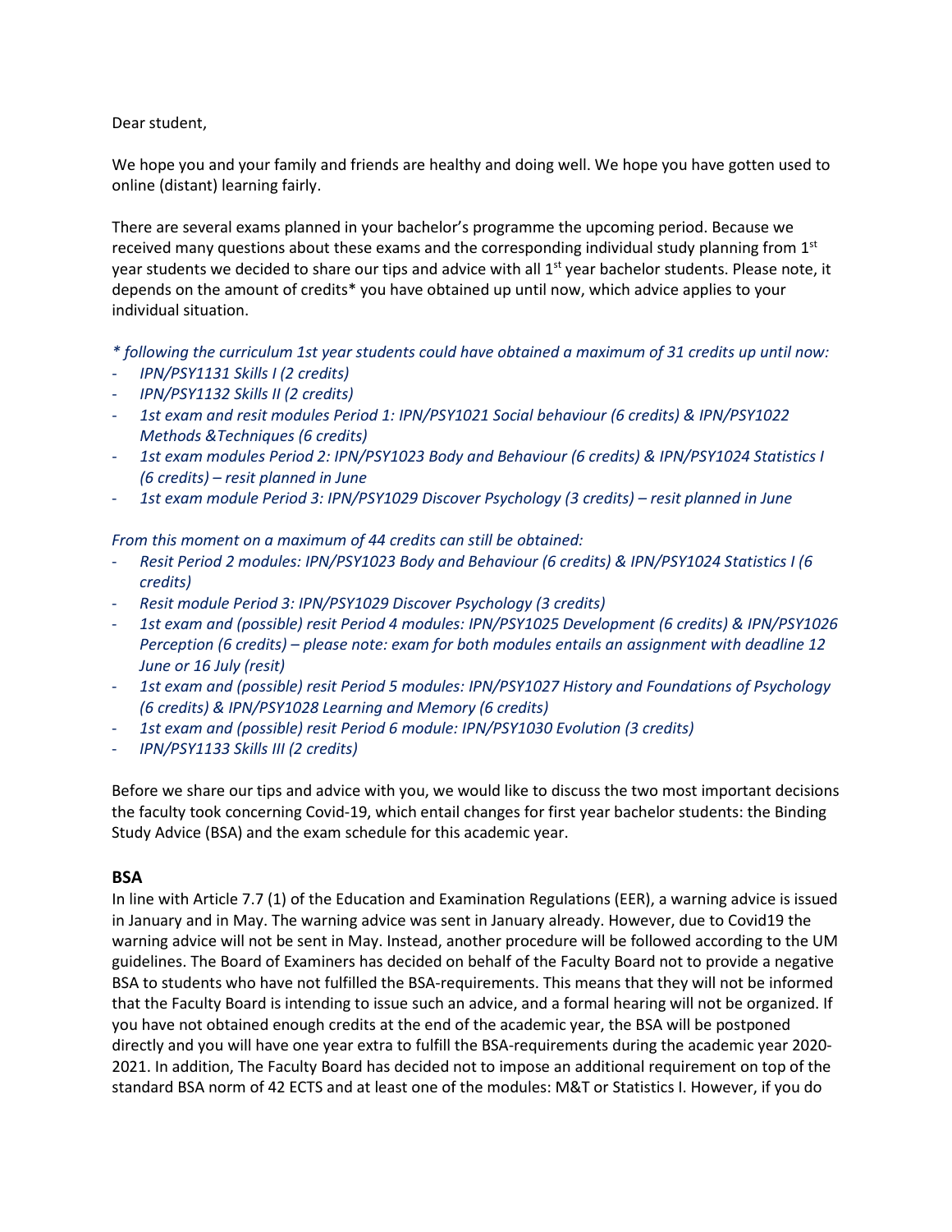Dear student,

We hope you and your family and friends are healthy and doing well. We hope you have gotten used to online (distant) learning fairly.

There are several exams planned in your bachelor's programme the upcoming period. Because we received many questions about these exams and the corresponding individual study planning from 1st year students we decided to share our tips and advice with all 1st year bachelor students. Please note, it depends on the amount of credits* you have obtained up until now, which advice applies to your individual situation.

*\* following the curriculum 1st year students could have obtained a maximum of 31 credits up until now:*

- *IPN/PSY1131 Skills I (2 credits)*
- *IPN/PSY1132 Skills II (2 credits)*
- *1st exam and resit modules Period 1: IPN/PSY1021 Social behaviour (6 credits) & IPN/PSY1022 Methods &Techniques (6 credits)*
- *1st exam modules Period 2: IPN/PSY1023 Body and Behaviour (6 credits) & IPN/PSY1024 Statistics I (6 credits) – resit planned in June*
- *1st exam module Period 3: IPN/PSY1029 Discover Psychology (3 credits) – resit planned in June*

*From this moment on a maximum of 44 credits can still be obtained:*

- *Resit Period 2 modules: IPN/PSY1023 Body and Behaviour (6 credits) & IPN/PSY1024 Statistics I (6 credits)*
- *Resit module Period 3: IPN/PSY1029 Discover Psychology (3 credits)*
- *1st exam and (possible) resit Period 4 modules: IPN/PSY1025 Development (6 credits) & IPN/PSY1026 Perception (6 credits) – please note: exam for both modules entails an assignment with deadline 12 June or 16 July (resit)*
- *1st exam and (possible) resit Period 5 modules: IPN/PSY1027 History and Foundations of Psychology (6 credits) & IPN/PSY1028 Learning and Memory (6 credits)*
- *1st exam and (possible) resit Period 6 module: IPN/PSY1030 Evolution (3 credits)*
- *IPN/PSY1133 Skills III (2 credits)*

Before we share our tips and advice with you, we would like to discuss the two most important decisions the faculty took concerning Covid-19, which entail changes for first year bachelor students: the Binding Study Advice (BSA) and the exam schedule for this academic year.

## BSA

In line with Article 7.7 (1) of the Education and Examination Regulations (EER), a warning advice is issued in January and in May. The warning advice was sent in January already. However, due to Covid19 the warning advice will not be sent in May. Instead, another procedure will be followed according to the UM guidelines. The Board of Examiners has decided on behalf of the Faculty Board not to provide a negative BSA to students who have not fulfilled the BSA-requirements. This means that they will not be informed that the Faculty Board is intending to issue such an advice, and a formal hearing will not be organized. If you have not obtained enough credits at the end of the academic year, the BSA will be postponed directly and you will have one year extra to fulfill the BSA-requirements during the academic year 2020-2021. In addition, The Faculty Board has decided not to impose an additional requirement on top of the standard BSA norm of 42 ECTS and at least one of the modules: M&T or Statistics I. However, if you do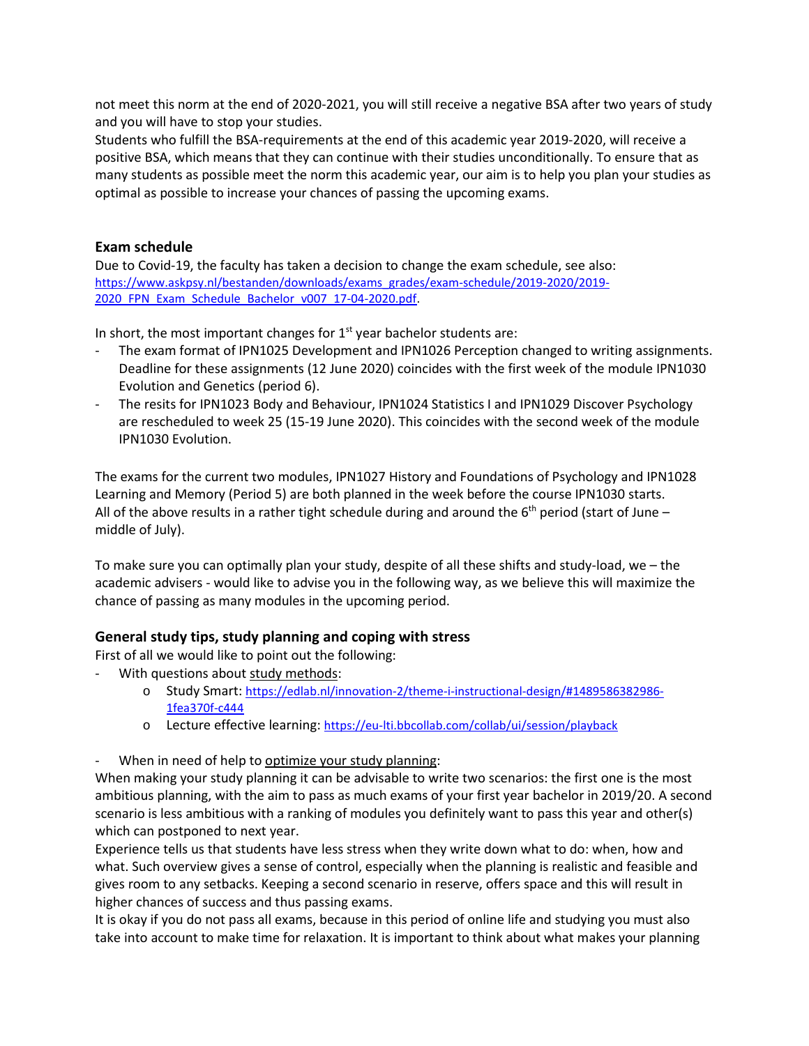not meet this norm at the end of 2020-2021, you will still receive a negative BSA after two years of study and you will have to stop your studies.

Students who fulfill the BSA-requirements at the end of this academic year 2019-2020, will receive a positive BSA, which means that they can continue with their studies unconditionally. To ensure that as many students as possible meet the norm this academic year, our aim is to help you plan your studies as optimal as possible to increase your chances of passing the upcoming exams.

## Exam schedule

Due to Covid-19, the faculty has taken a decision to change the exam schedule, see also: https://www.askpsy.nl/bestanden/downloads/exams_grades/exam-schedule/2019-2020/2019-2020_FPN_Exam_Schedule_Bachelor_v007_17-04-2020.pdf.

In short, the most important changes for 1st year bachelor students are:

- The exam format of IPN1025 Development and IPN1026 Perception changed to writing assignments. Deadline for these assignments (12 June 2020) coincides with the first week of the module IPN1030 Evolution and Genetics (period 6).
- The resits for IPN1023 Body and Behaviour, IPN1024 Statistics I and IPN1029 Discover Psychology are rescheduled to week 25 (15-19 June 2020). This coincides with the second week of the module IPN1030 Evolution.

The exams for the current two modules, IPN1027 History and Foundations of Psychology and IPN1028 Learning and Memory (Period 5) are both planned in the week before the course IPN1030 starts. All of the above results in a rather tight schedule during and around the 6th period (start of June – middle of July).

To make sure you can optimally plan your study, despite of all these shifts and study-load, we – the academic advisers - would like to advise you in the following way, as we believe this will maximize the chance of passing as many modules in the upcoming period.

## General study tips, study planning and coping with stress

First of all we would like to point out the following:

- With questions about study methods:
  - Study Smart: https://edlab.nl/innovation-2/theme-i-instructional-design/#1489586382986-1fea370f-c444
  - Lecture effective learning: https://eu-lti.bbcollab.com/collab/ui/session/playback

- When in need of help to optimize your study planning:

When making your study planning it can be advisable to write two scenarios: the first one is the most ambitious planning, with the aim to pass as much exams of your first year bachelor in 2019/20. A second scenario is less ambitious with a ranking of modules you definitely want to pass this year and other(s) which can postponed to next year.

Experience tells us that students have less stress when they write down what to do: when, how and what. Such overview gives a sense of control, especially when the planning is realistic and feasible and gives room to any setbacks. Keeping a second scenario in reserve, offers space and this will result in higher chances of success and thus passing exams.

It is okay if you do not pass all exams, because in this period of online life and studying you must also take into account to make time for relaxation. It is important to think about what makes your planning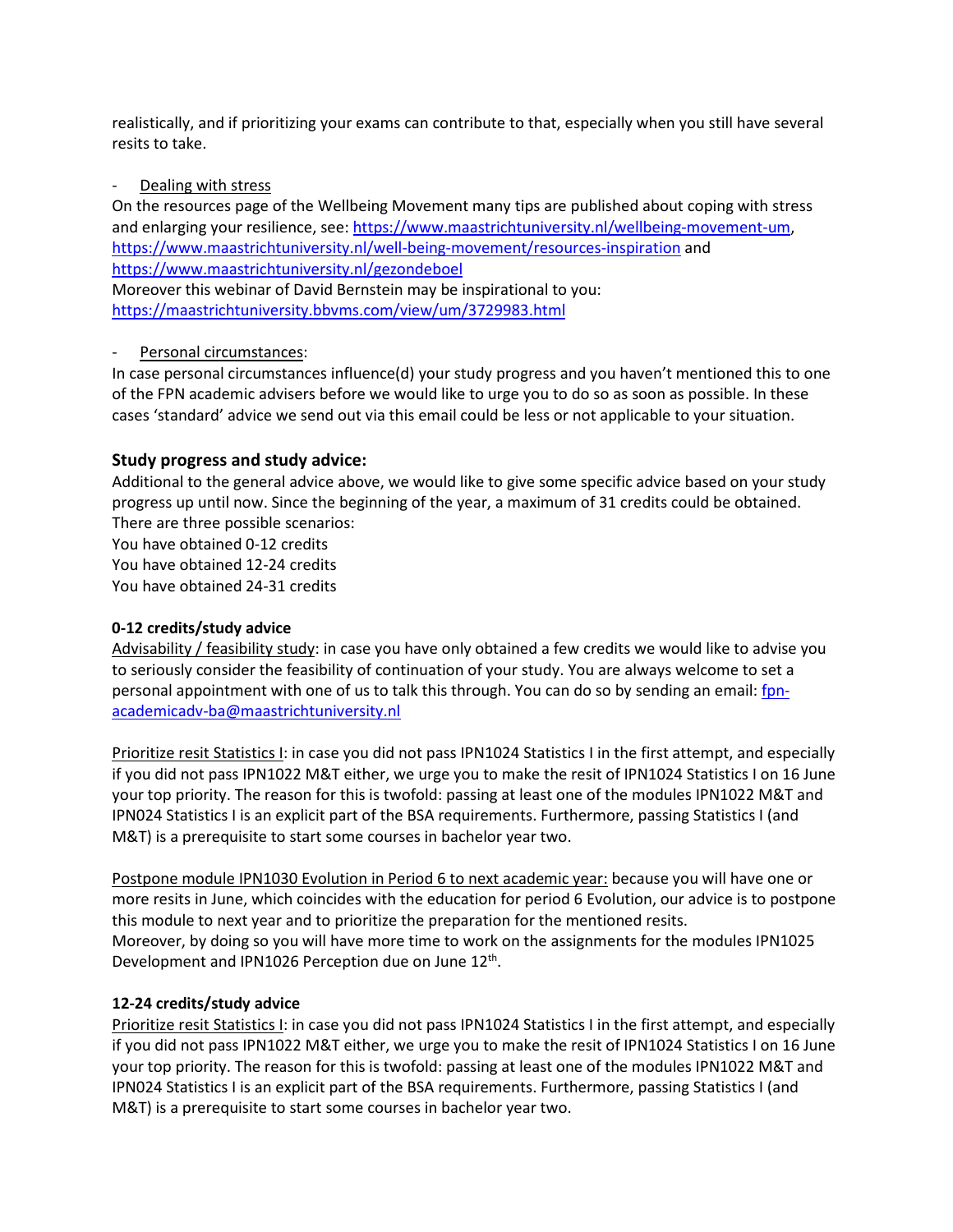realistically, and if prioritizing your exams can contribute to that, especially when you still have several resits to take.

- Dealing with stress

On the resources page of the Wellbeing Movement many tips are published about coping with stress and enlarging your resilience, see: [https://www.maastrichtuniversity.nl/wellbeing-movement-um](https://www.maastrichtuniversity.nl/wellbeing-movement-um), [https://www.maastrichtuniversity.nl/well-being-movement/resources-inspiration](https://www.maastrichtuniversity.nl/well-being-movement/resources-inspiration) and [https://www.maastrichtuniversity.nl/gezondeboel](https://www.maastrichtuniversity.nl/gezondeboel)
Moreover this webinar of David Bernstein may be inspirational to you: [https://maastrichtuniversity.bbvms.com/view/um/3729983.html](https://maastrichtuniversity.bbvms.com/view/um/3729983.html)

- Personal circumstances:

In case personal circumstances influence(d) your study progress and you haven't mentioned this to one of the FPN academic advisers before we would like to urge you to do so as soon as possible. In these cases 'standard' advice we send out via this email could be less or not applicable to your situation.

### Study progress and study advice:

Additional to the general advice above, we would like to give some specific advice based on your study progress up until now. Since the beginning of the year, a maximum of 31 credits could be obtained. There are three possible scenarios:
You have obtained 0-12 credits
You have obtained 12-24 credits
You have obtained 24-31 credits

**0-12 credits/study advice**

Advisability / feasibility study: in case you have only obtained a few credits we would like to advise you to seriously consider the feasibility of continuation of your study. You are always welcome to set a personal appointment with one of us to talk this through. You can do so by sending an email: [fpn-academicadv-ba@maastrichtuniversity.nl](mailto:fpn-academicadv-ba@maastrichtuniversity.nl)

Prioritize resit Statistics I: in case you did not pass IPN1024 Statistics I in the first attempt, and especially if you did not pass IPN1022 M&T either, we urge you to make the resit of IPN1024 Statistics I on 16 June your top priority. The reason for this is twofold: passing at least one of the modules IPN1022 M&T and IPN024 Statistics I is an explicit part of the BSA requirements. Furthermore, passing Statistics I (and M&T) is a prerequisite to start some courses in bachelor year two.

Postpone module IPN1030 Evolution in Period 6 to next academic year: because you will have one or more resits in June, which coincides with the education for period 6 Evolution, our advice is to postpone this module to next year and to prioritize the preparation for the mentioned resits.
Moreover, by doing so you will have more time to work on the assignments for the modules IPN1025 Development and IPN1026 Perception due on June 12th.

**12-24 credits/study advice**

Prioritize resit Statistics I: in case you did not pass IPN1024 Statistics I in the first attempt, and especially if you did not pass IPN1022 M&T either, we urge you to make the resit of IPN1024 Statistics I on 16 June your top priority. The reason for this is twofold: passing at least one of the modules IPN1022 M&T and IPN024 Statistics I is an explicit part of the BSA requirements. Furthermore, passing Statistics I (and M&T) is a prerequisite to start some courses in bachelor year two.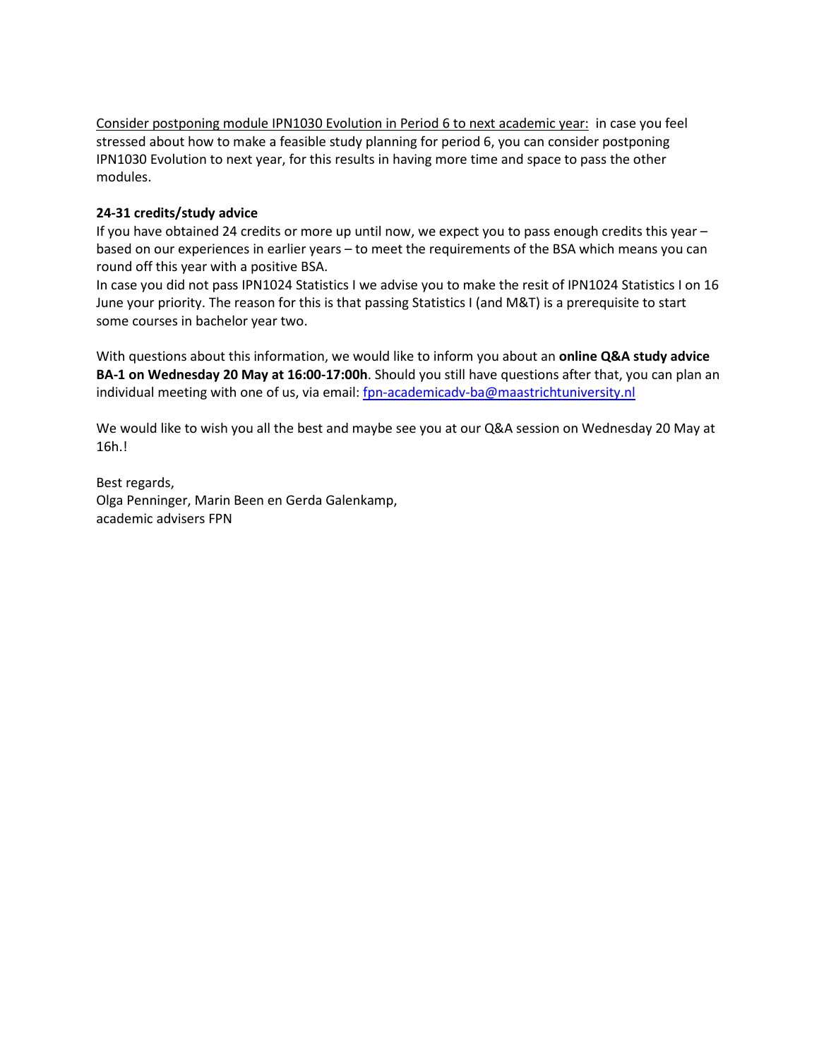<u>Consider postponing module IPN1030 Evolution in Period 6 to next academic year:</u> in case you feel stressed about how to make a feasible study planning for period 6, you can consider postponing IPN1030 Evolution to next year, for this results in having more time and space to pass the other modules.

**24-31 credits/study advice**

If you have obtained 24 credits or more up until now, we expect you to pass enough credits this year – based on our experiences in earlier years – to meet the requirements of the BSA which means you can round off this year with a positive BSA.

In case you did not pass IPN1024 Statistics I we advise you to make the resit of IPN1024 Statistics I on 16 June your priority. The reason for this is that passing Statistics I (and M&T) is a prerequisite to start some courses in bachelor year two.

With questions about this information, we would like to inform you about an **online Q&A study advice BA-1 on Wednesday 20 May at 16:00-17:00h**. Should you still have questions after that, you can plan an individual meeting with one of us, via email: fpn-academicadv-ba@maastrichtuniversity.nl

We would like to wish you all the best and maybe see you at our Q&A session on Wednesday 20 May at 16h.!

Best regards,
Olga Penninger, Marin Been en Gerda Galenkamp,
academic advisers FPN